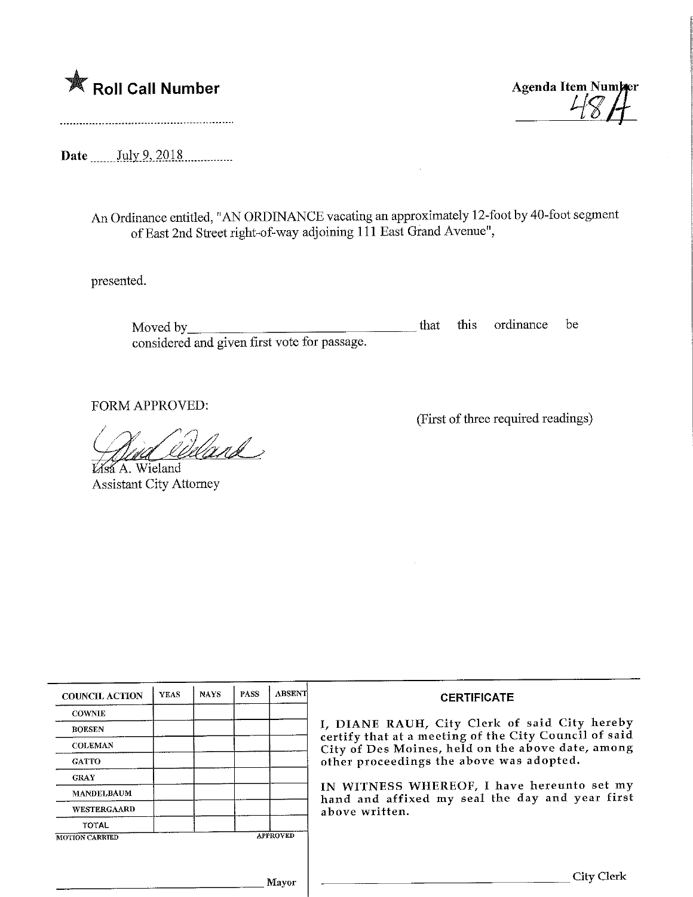★ **Roll Call Number**

..............................................................

**Agenda Item Number**
48A

**Date** July 9, 2018

An Ordinance entitled, "AN ORDINANCE vacating an approximately 12-foot by 40-foot segment of East 2nd Street right-of-way adjoining 111 East Grand Avenue",

presented.

Moved by\_\_\_\_\_\_\_\_\_\_\_\_\_\_\_\_\_\_\_\_\_\_\_\_\_\_\_\_\_\_\_\_ that this ordinance be considered and given first vote for passage.

FORM APPROVED:

(First of three required readings)

Lisa A. Wieland
Assistant City Attorney

| COUNCIL ACTION | YEAS | NAYS | PASS | ABSENT |
| --- | --- | --- | --- | --- |
| COWNIE | | | | |
| BOESEN | | | | |
| COLEMAN | | | | |
| GATTO | | | | |
| GRAY | | | | |
| MANDELBAUM | | | | |
| WESTERGAARD | | | | |
| TOTAL | | | | |

MOTION CARRIED APPROVED

\_\_\_\_\_\_\_\_\_\_\_\_\_\_\_\_\_\_\_\_\_\_\_\_\_\_\_\_\_\_ Mayor

**CERTIFICATE**

I, DIANE RAUH, City Clerk of said City hereby certify that at a meeting of the City Council of said City of Des Moines, held on the above date, among other proceedings the above was adopted.

IN WITNESS WHEREOF, I have hereunto set my hand and affixed my seal the day and year first above written.

\_\_\_\_\_\_\_\_\_\_\_\_\_\_\_\_\_\_\_\_\_\_\_\_\_\_\_\_\_\_ City Clerk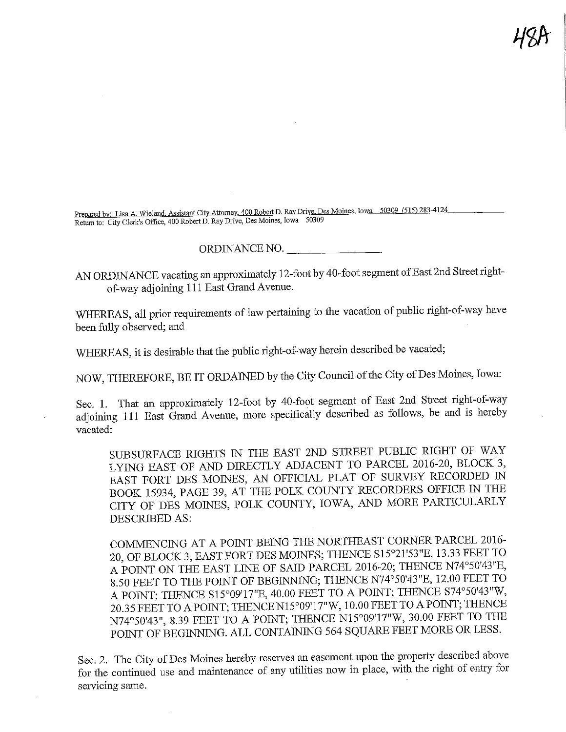48A

Prepared by: Lisa A. Wieland, Assistant City Attorney, 400 Robert D. Ray Drive, Des Moines, Iowa 50309 (515) 283-4124
Return to: City Clerk's Office, 400 Robert D. Ray Drive, Des Moines, Iowa 50309

ORDINANCE NO. _______________

AN ORDINANCE vacating an approximately 12-foot by 40-foot segment of East 2nd Street right-of-way adjoining 111 East Grand Avenue.

WHEREAS, all prior requirements of law pertaining to the vacation of public right-of-way have been fully observed; and

WHEREAS, it is desirable that the public right-of-way herein described be vacated;

NOW, THEREFORE, BE IT ORDAINED by the City Council of the City of Des Moines, Iowa:

Sec. 1. That an approximately 12-foot by 40-foot segment of East 2nd Street right-of-way adjoining 111 East Grand Avenue, more specifically described as follows, be and is hereby vacated:

> SUBSURFACE RIGHTS IN THE EAST 2ND STREET PUBLIC RIGHT OF WAY LYING EAST OF AND DIRECTLY ADJACENT TO PARCEL 2016-20, BLOCK 3, EAST FORT DES MOINES, AN OFFICIAL PLAT OF SURVEY RECORDED IN BOOK 15934, PAGE 39, AT THE POLK COUNTY RECORDERS OFFICE IN THE CITY OF DES MOINES, POLK COUNTY, IOWA, AND MORE PARTICULARLY DESCRIBED AS:
>
> COMMENCING AT A POINT BEING THE NORTHEAST CORNER PARCEL 2016-20, OF BLOCK 3, EAST FORT DES MOINES; THENCE S15°21'53"E, 13.33 FEET TO A POINT ON THE EAST LINE OF SAID PARCEL 2016-20; THENCE N74°50'43"E, 8.50 FEET TO THE POINT OF BEGINNING; THENCE N74°50'43"E, 12.00 FEET TO A POINT; THENCE S15°09'17"E, 40.00 FEET TO A POINT; THENCE S74°50'43"W, 20.35 FEET TO A POINT; THENCE N15°09'17"W, 10.00 FEET TO A POINT; THENCE N74°50'43", 8.39 FEET TO A POINT; THENCE N15°09'17"W, 30.00 FEET TO THE POINT OF BEGINNING. ALL CONTAINING 564 SQUARE FEET MORE OR LESS.

Sec. 2. The City of Des Moines hereby reserves an easement upon the property described above for the continued use and maintenance of any utilities now in place, with the right of entry for servicing same.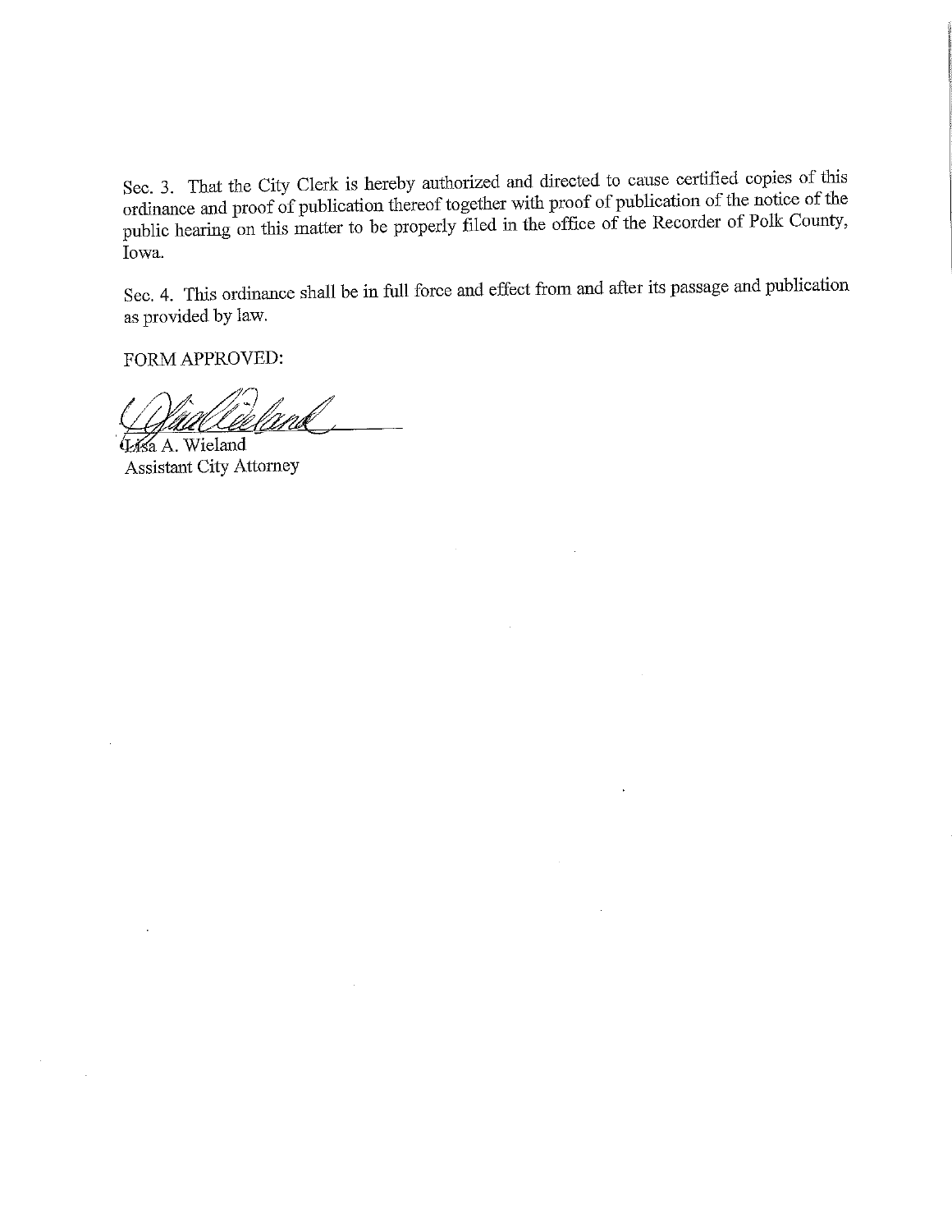Sec. 3. That the City Clerk is hereby authorized and directed to cause certified copies of this ordinance and proof of publication thereof together with proof of publication of the notice of the public hearing on this matter to be properly filed in the office of the Recorder of Polk County, Iowa.

Sec. 4. This ordinance shall be in full force and effect from and after its passage and publication as provided by law.

FORM APPROVED:

Lisa A. Wieland  
Assistant City Attorney